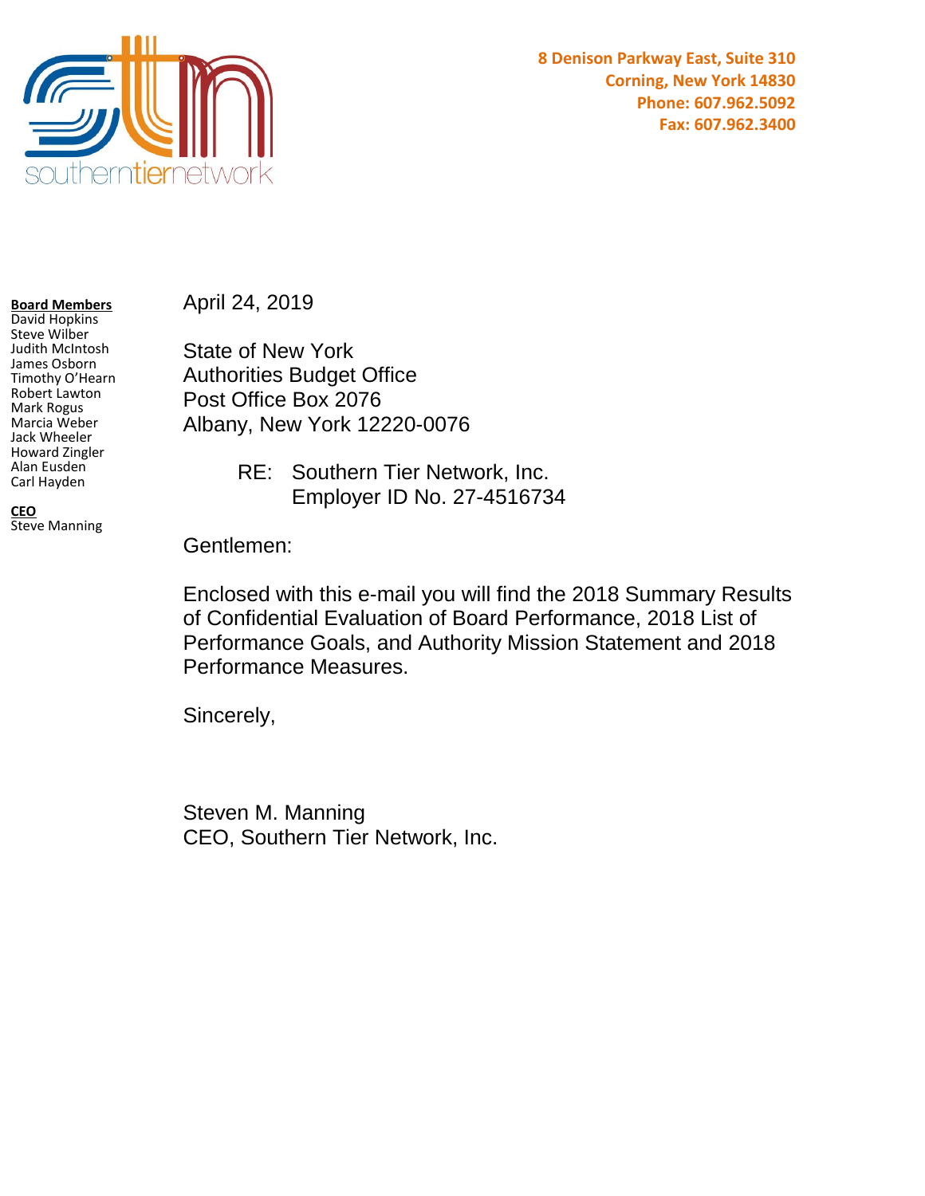southerntiernetwork

**8 Denison Parkway East, Suite 310**
**Corning, New York 14830**
**Phone: 607.962.5092**
**Fax: 607.962.3400**

**Board Members**
David Hopkins
Steve Wilber
Judith McIntosh
James Osborn
Timothy O'Hearn
Robert Lawton
Mark Rogus
Marcia Weber
Jack Wheeler
Howard Zingler
Alan Eusden
Carl Hayden

**CEO**
Steve Manning

April 24, 2019

State of New York
Authorities Budget Office
Post Office Box 2076
Albany, New York 12220-0076

RE: Southern Tier Network, Inc.
Employer ID No. 27-4516734

Gentlemen:

Enclosed with this e-mail you will find the 2018 Summary Results of Confidential Evaluation of Board Performance, 2018 List of Performance Goals, and Authority Mission Statement and 2018 Performance Measures.

Sincerely,

Steven M. Manning
CEO, Southern Tier Network, Inc.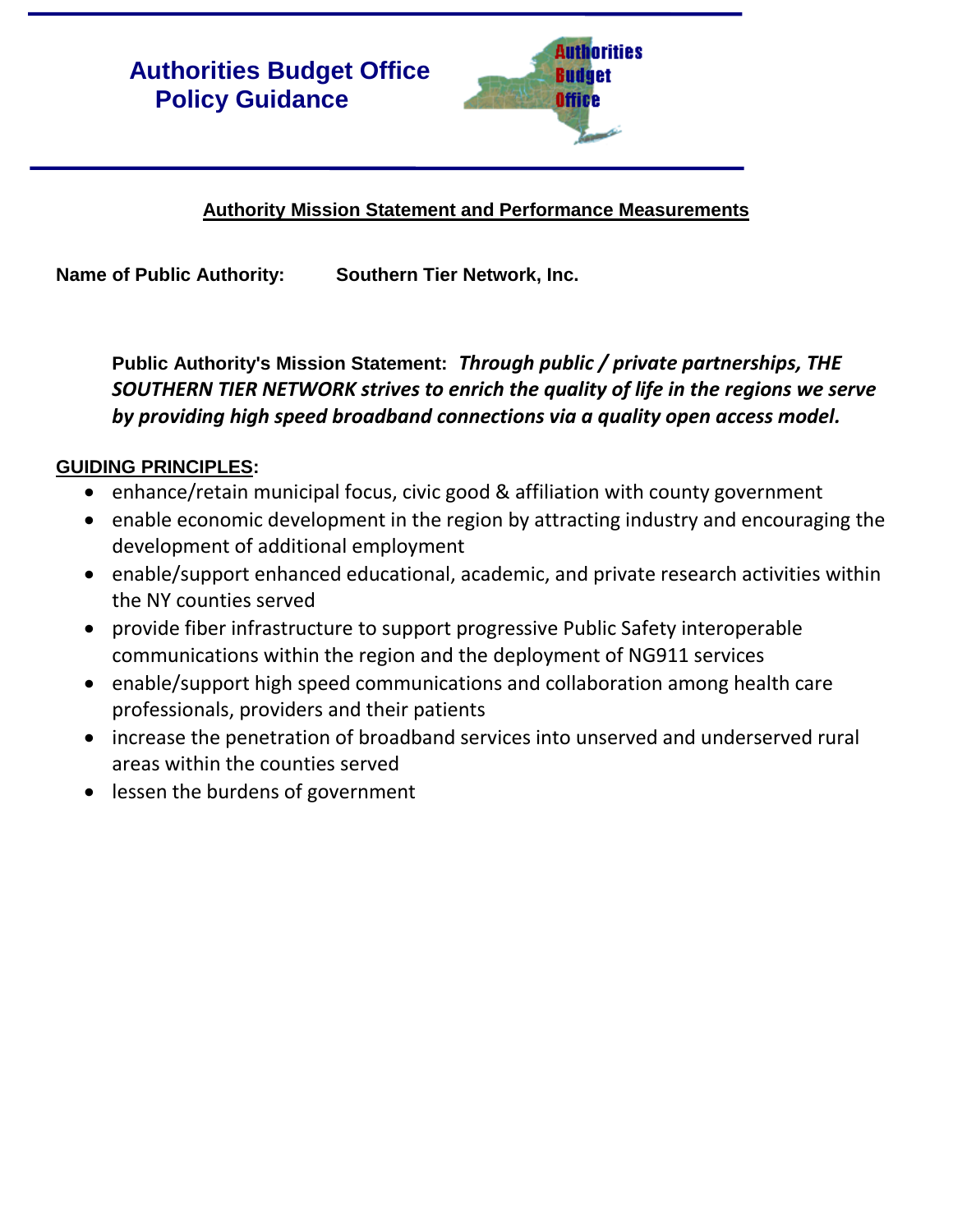# Authorities Budget Office Policy Guidance

## Authority Mission Statement and Performance Measurements

**Name of Public Authority:** **Southern Tier Network, Inc.**

**Public Authority's Mission Statement:** ***Through public / private partnerships, THE SOUTHERN TIER NETWORK strives to enrich the quality of life in the regions we serve by providing high speed broadband connections via a quality open access model.***

**GUIDING PRINCIPLES:**

- enhance/retain municipal focus, civic good & affiliation with county government
- enable economic development in the region by attracting industry and encouraging the development of additional employment
- enable/support enhanced educational, academic, and private research activities within the NY counties served
- provide fiber infrastructure to support progressive Public Safety interoperable communications within the region and the deployment of NG911 services
- enable/support high speed communications and collaboration among health care professionals, providers and their patients
- increase the penetration of broadband services into unserved and underserved rural areas within the counties served
- lessen the burdens of government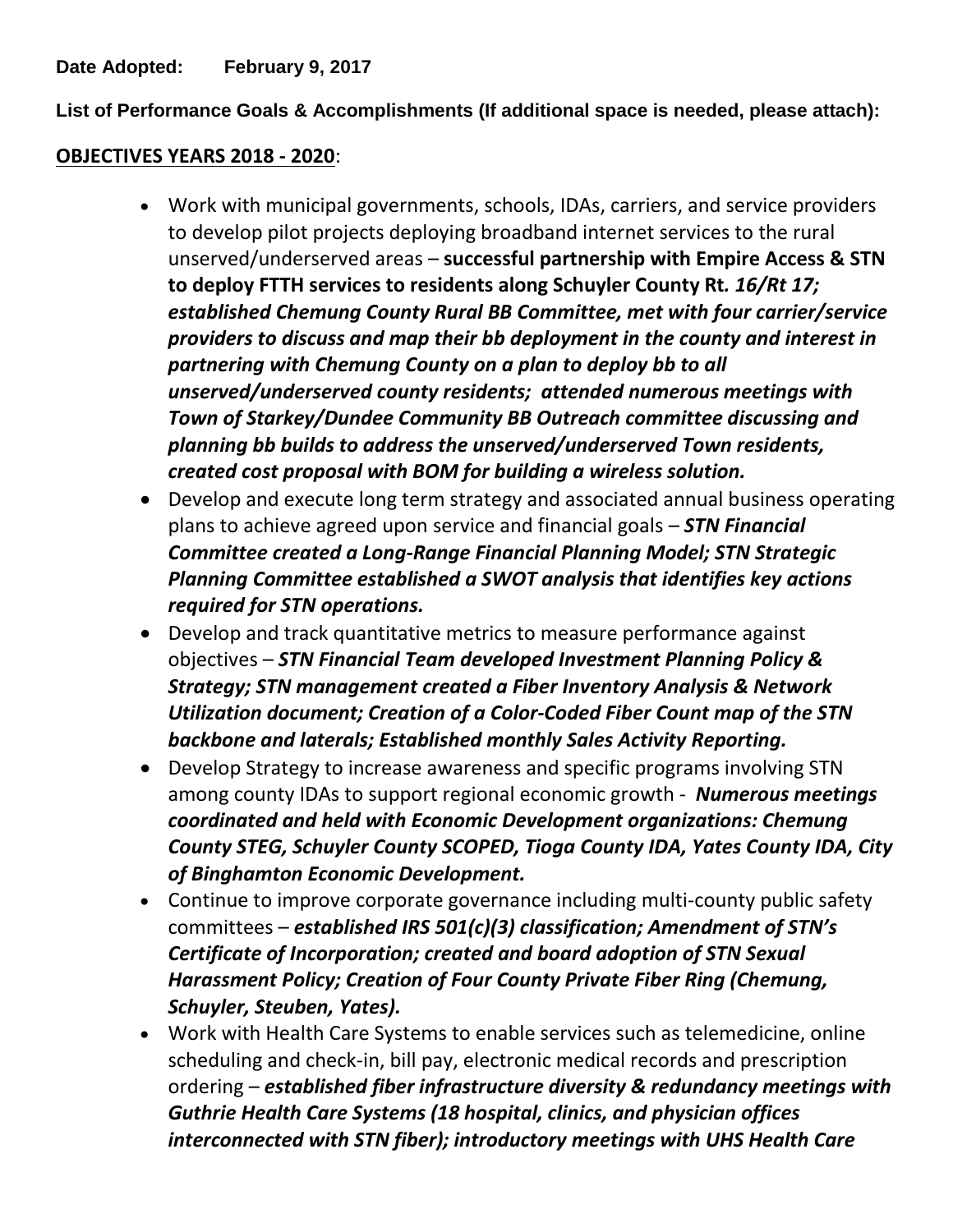**Date Adopted: February 9, 2017**

**List of Performance Goals & Accomplishments (If additional space is needed, please attach):**

**OBJECTIVES YEARS 2018 - 2020**:

- Work with municipal governments, schools, IDAs, carriers, and service providers to develop pilot projects deploying broadband internet services to the rural unserved/underserved areas – **successful partnership with Empire Access & STN to deploy FTTH services to residents along Schuyler County Rt.** ***16/Rt 17; established Chemung County Rural BB Committee, met with four carrier/service providers to discuss and map their bb deployment in the county and interest in partnering with Chemung County on a plan to deploy bb to all unserved/underserved county residents; attended numerous meetings with Town of Starkey/Dundee Community BB Outreach committee discussing and planning bb builds to address the unserved/underserved Town residents, created cost proposal with BOM for building a wireless solution.***
- Develop and execute long term strategy and associated annual business operating plans to achieve agreed upon service and financial goals – ***STN Financial Committee created a Long-Range Financial Planning Model; STN Strategic Planning Committee established a SWOT analysis that identifies key actions required for STN operations.***
- Develop and track quantitative metrics to measure performance against objectives – ***STN Financial Team developed Investment Planning Policy & Strategy; STN management created a Fiber Inventory Analysis & Network Utilization document; Creation of a Color-Coded Fiber Count map of the STN backbone and laterals; Established monthly Sales Activity Reporting.***
- Develop Strategy to increase awareness and specific programs involving STN among county IDAs to support regional economic growth - ***Numerous meetings coordinated and held with Economic Development organizations: Chemung County STEG, Schuyler County SCOPED, Tioga County IDA, Yates County IDA, City of Binghamton Economic Development.***
- Continue to improve corporate governance including multi-county public safety committees – ***established IRS 501(c)(3) classification; Amendment of STN's Certificate of Incorporation; created and board adoption of STN Sexual Harassment Policy; Creation of Four County Private Fiber Ring (Chemung, Schuyler, Steuben, Yates).***
- Work with Health Care Systems to enable services such as telemedicine, online scheduling and check-in, bill pay, electronic medical records and prescription ordering – ***established fiber infrastructure diversity & redundancy meetings with Guthrie Health Care Systems (18 hospital, clinics, and physician offices interconnected with STN fiber); introductory meetings with UHS Health Care***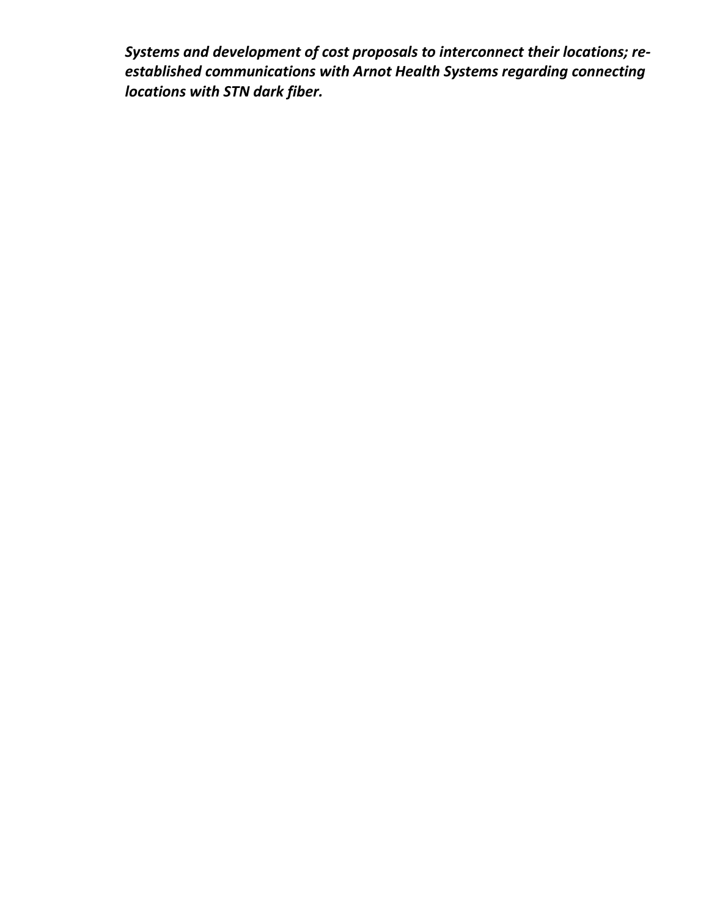***Systems and development of cost proposals to interconnect their locations; re-established communications with Arnot Health Systems regarding connecting locations with STN dark fiber.***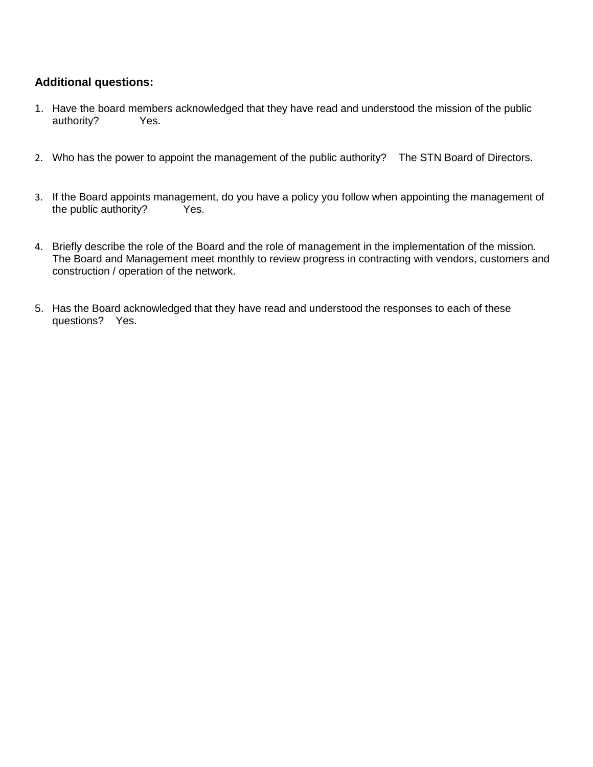**Additional questions:**

1. Have the board members acknowledged that they have read and understood the mission of the public authority? Yes.

2. Who has the power to appoint the management of the public authority? The STN Board of Directors.

3. If the Board appoints management, do you have a policy you follow when appointing the management of the public authority? Yes.

4. Briefly describe the role of the Board and the role of management in the implementation of the mission. The Board and Management meet monthly to review progress in contracting with vendors, customers and construction / operation of the network.

5. Has the Board acknowledged that they have read and understood the responses to each of these questions? Yes.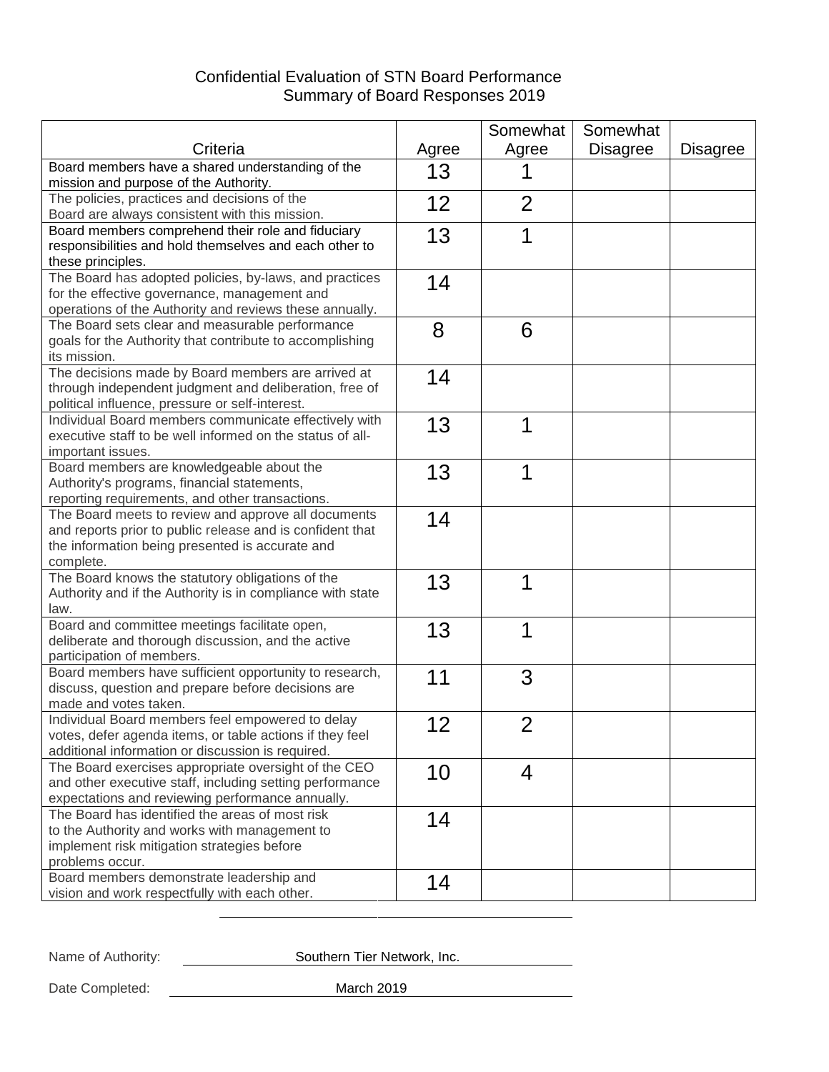# Confidential Evaluation of STN Board Performance
## Summary of Board Responses 2019

| Criteria | Agree | Somewhat Agree | Somewhat Disagree | Disagree |
|---|---|---|---|---|
| Board members have a shared understanding of the mission and purpose of the Authority. | 13 | 1 | | |
| The policies, practices and decisions of the Board are always consistent with this mission. | 12 | 2 | | |
| Board members comprehend their role and fiduciary responsibilities and hold themselves and each other to these principles. | 13 | 1 | | |
| The Board has adopted policies, by-laws, and practices for the effective governance, management and operations of the Authority and reviews these annually. | 14 | | | |
| The Board sets clear and measurable performance goals for the Authority that contribute to accomplishing its mission. | 8 | 6 | | |
| The decisions made by Board members are arrived at through independent judgment and deliberation, free of political influence, pressure or self-interest. | 14 | | | |
| Individual Board members communicate effectively with executive staff to be well informed on the status of all-important issues. | 13 | 1 | | |
| Board members are knowledgeable about the Authority's programs, financial statements, reporting requirements, and other transactions. | 13 | 1 | | |
| The Board meets to review and approve all documents and reports prior to public release and is confident that the information being presented is accurate and complete. | 14 | | | |
| The Board knows the statutory obligations of the Authority and if the Authority is in compliance with state law. | 13 | 1 | | |
| Board and committee meetings facilitate open, deliberate and thorough discussion, and the active participation of members. | 13 | 1 | | |
| Board members have sufficient opportunity to research, discuss, question and prepare before decisions are made and votes taken. | 11 | 3 | | |
| Individual Board members feel empowered to delay votes, defer agenda items, or table actions if they feel additional information or discussion is required. | 12 | 2 | | |
| The Board exercises appropriate oversight of the CEO and other executive staff, including setting performance expectations and reviewing performance annually. | 10 | 4 | | |
| The Board has identified the areas of most risk to the Authority and works with management to implement risk mitigation strategies before problems occur. | 14 | | | |
| Board members demonstrate leadership and vision and work respectfully with each other. | 14 | | | |

Name of Authority: Southern Tier Network, Inc.

Date Completed: March 2019